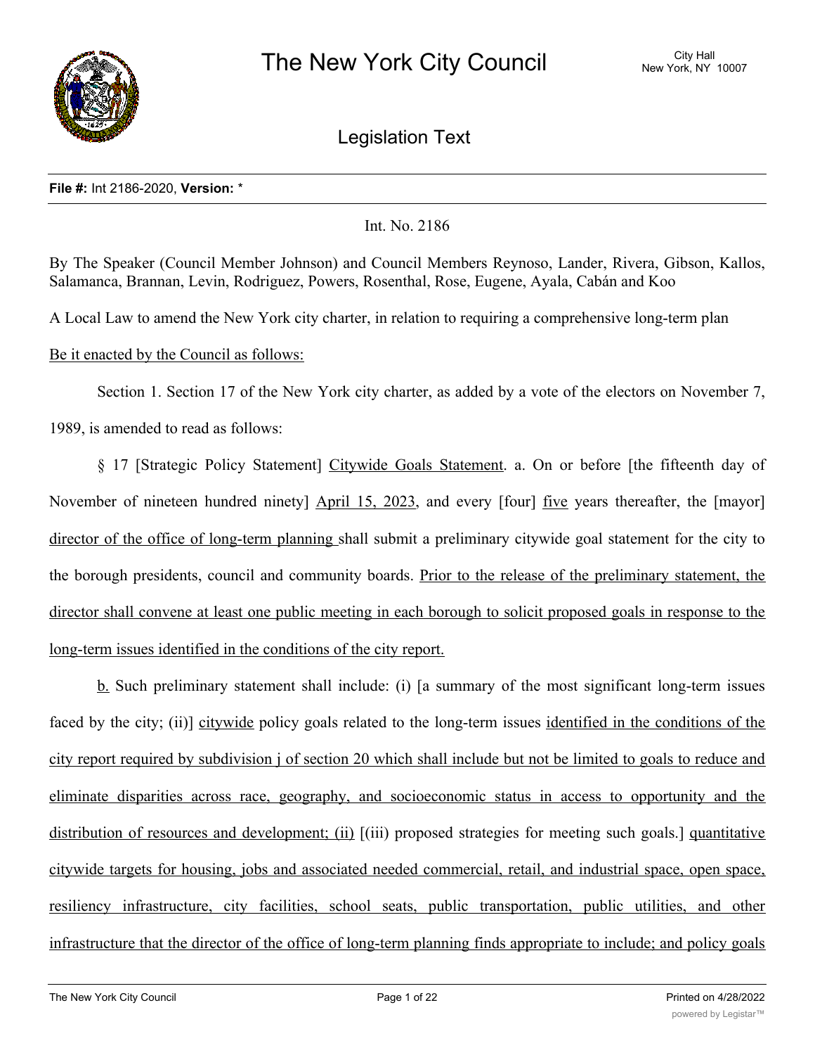# The New York City Council

City Hall
New York, NY 10007

## Legislation Text

**File #:** Int 2186-2020, **Version:** *

Int. No. 2186

By The Speaker (Council Member Johnson) and Council Members Reynoso, Lander, Rivera, Gibson, Kallos, Salamanca, Brannan, Levin, Rodriguez, Powers, Rosenthal, Rose, Eugene, Ayala, Cabán and Koo

A Local Law to amend the New York city charter, in relation to requiring a comprehensive long-term plan

Be it enacted by the Council as follows:

Section 1. Section 17 of the New York city charter, as added by a vote of the electors on November 7, 1989, is amended to read as follows:

§ 17 [Strategic Policy Statement] Citywide Goals Statement. a. On or before [the fifteenth day of November of nineteen hundred ninety] April 15, 2023, and every [four] five years thereafter, the [mayor] director of the office of long-term planning shall submit a preliminary citywide goal statement for the city to the borough presidents, council and community boards. Prior to the release of the preliminary statement, the director shall convene at least one public meeting in each borough to solicit proposed goals in response to the long-term issues identified in the conditions of the city report.

b. Such preliminary statement shall include: (i) [a summary of the most significant long-term issues faced by the city; (ii)] citywide policy goals related to the long-term issues identified in the conditions of the city report required by subdivision j of section 20 which shall include but not be limited to goals to reduce and eliminate disparities across race, geography, and socioeconomic status in access to opportunity and the distribution of resources and development; (ii) [(iii) proposed strategies for meeting such goals.] quantitative citywide targets for housing, jobs and associated needed commercial, retail, and industrial space, open space, resiliency infrastructure, city facilities, school seats, public transportation, public utilities, and other infrastructure that the director of the office of long-term planning finds appropriate to include; and policy goals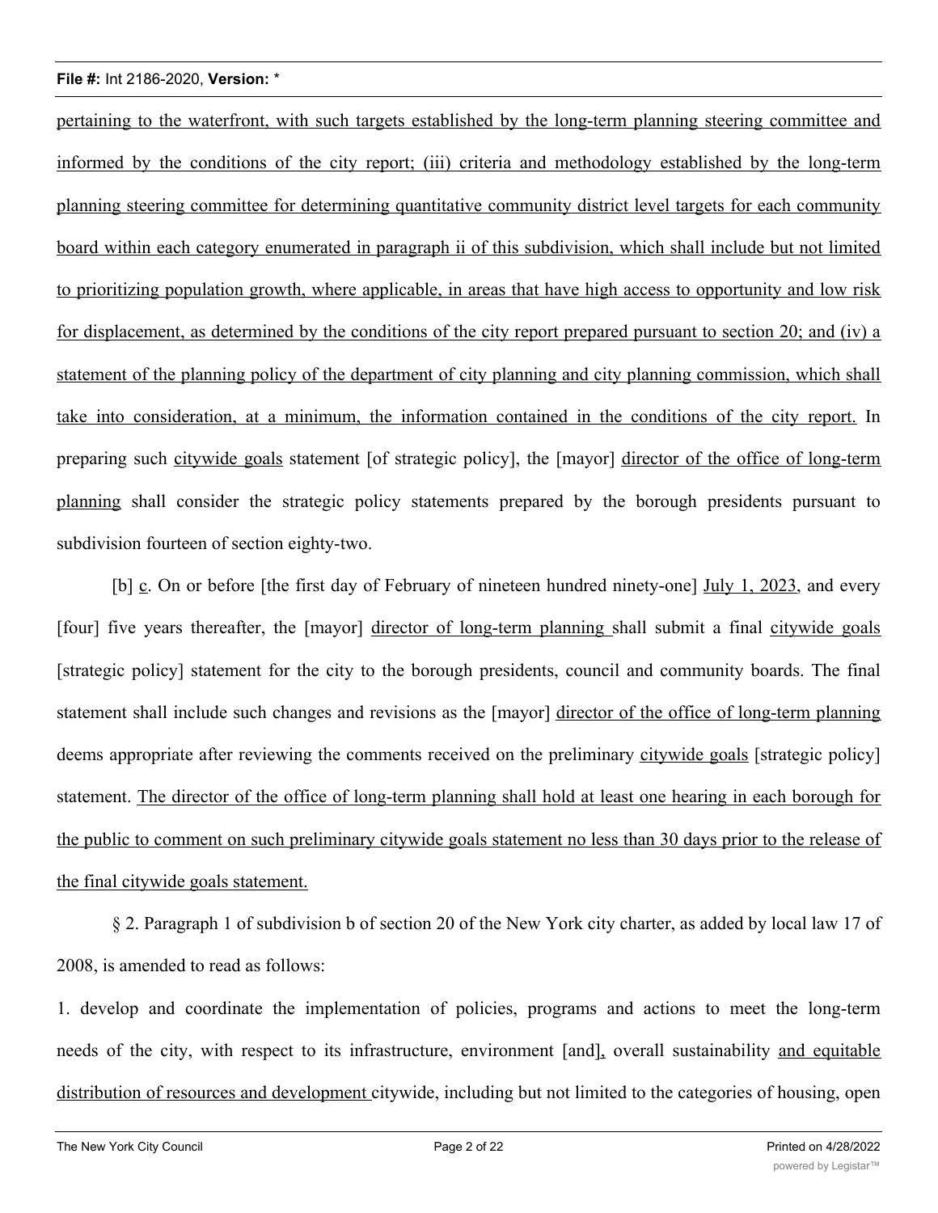pertaining to the waterfront, with such targets established by the long-term planning steering committee and informed by the conditions of the city report; (iii) criteria and methodology established by the long-term planning steering committee for determining quantitative community district level targets for each community board within each category enumerated in paragraph ii of this subdivision, which shall include but not limited to prioritizing population growth, where applicable, in areas that have high access to opportunity and low risk for displacement, as determined by the conditions of the city report prepared pursuant to section 20; and (iv) a statement of the planning policy of the department of city planning and city planning commission, which shall take into consideration, at a minimum, the information contained in the conditions of the city report. In preparing such citywide goals statement [of strategic policy], the [mayor] director of the office of long-term planning shall consider the strategic policy statements prepared by the borough presidents pursuant to subdivision fourteen of section eighty-two.

[b] c. On or before [the first day of February of nineteen hundred ninety-one] July 1, 2023, and every [four] five years thereafter, the [mayor] director of long-term planning shall submit a final citywide goals [strategic policy] statement for the city to the borough presidents, council and community boards. The final statement shall include such changes and revisions as the [mayor] director of the office of long-term planning deems appropriate after reviewing the comments received on the preliminary citywide goals [strategic policy] statement. The director of the office of long-term planning shall hold at least one hearing in each borough for the public to comment on such preliminary citywide goals statement no less than 30 days prior to the release of the final citywide goals statement.

§ 2. Paragraph 1 of subdivision b of section 20 of the New York city charter, as added by local law 17 of 2008, is amended to read as follows:

1. develop and coordinate the implementation of policies, programs and actions to meet the long-term needs of the city, with respect to its infrastructure, environment [and], overall sustainability and equitable distribution of resources and development citywide, including but not limited to the categories of housing, open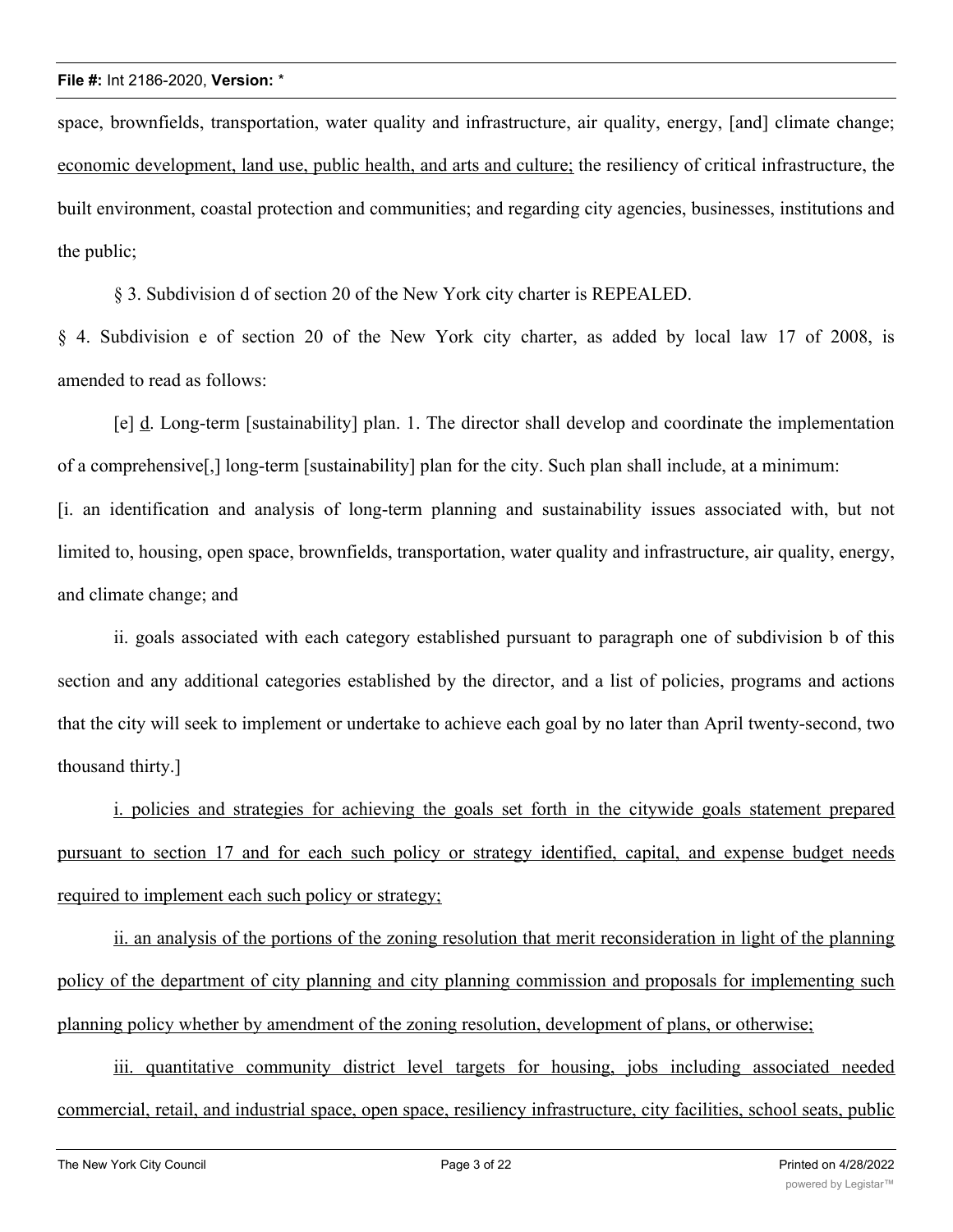space, brownfields, transportation, water quality and infrastructure, air quality, energy, [and] climate change; <u>economic development, land use, public health, and arts and culture;</u> the resiliency of critical infrastructure, the built environment, coastal protection and communities; and regarding city agencies, businesses, institutions and the public;

§ 3. Subdivision d of section 20 of the New York city charter is REPEALED.

§ 4. Subdivision e of section 20 of the New York city charter, as added by local law 17 of 2008, is amended to read as follows:

[e] <u>d</u>. Long-term [sustainability] plan. 1. The director shall develop and coordinate the implementation of a comprehensive[,] long-term [sustainability] plan for the city. Such plan shall include, at a minimum:

[i. an identification and analysis of long-term planning and sustainability issues associated with, but not limited to, housing, open space, brownfields, transportation, water quality and infrastructure, air quality, energy, and climate change; and

ii. goals associated with each category established pursuant to paragraph one of subdivision b of this section and any additional categories established by the director, and a list of policies, programs and actions that the city will seek to implement or undertake to achieve each goal by no later than April twenty-second, two thousand thirty.]

<u>i. policies and strategies for achieving the goals set forth in the citywide goals statement prepared pursuant to section 17 and for each such policy or strategy identified, capital, and expense budget needs required to implement each such policy or strategy;</u>

<u>ii. an analysis of the portions of the zoning resolution that merit reconsideration in light of the planning policy of the department of city planning and city planning commission and proposals for implementing such planning policy whether by amendment of the zoning resolution, development of plans, or otherwise;</u>

<u>iii. quantitative community district level targets for housing, jobs including associated needed commercial, retail, and industrial space, open space, resiliency infrastructure, city facilities, school seats, public</u>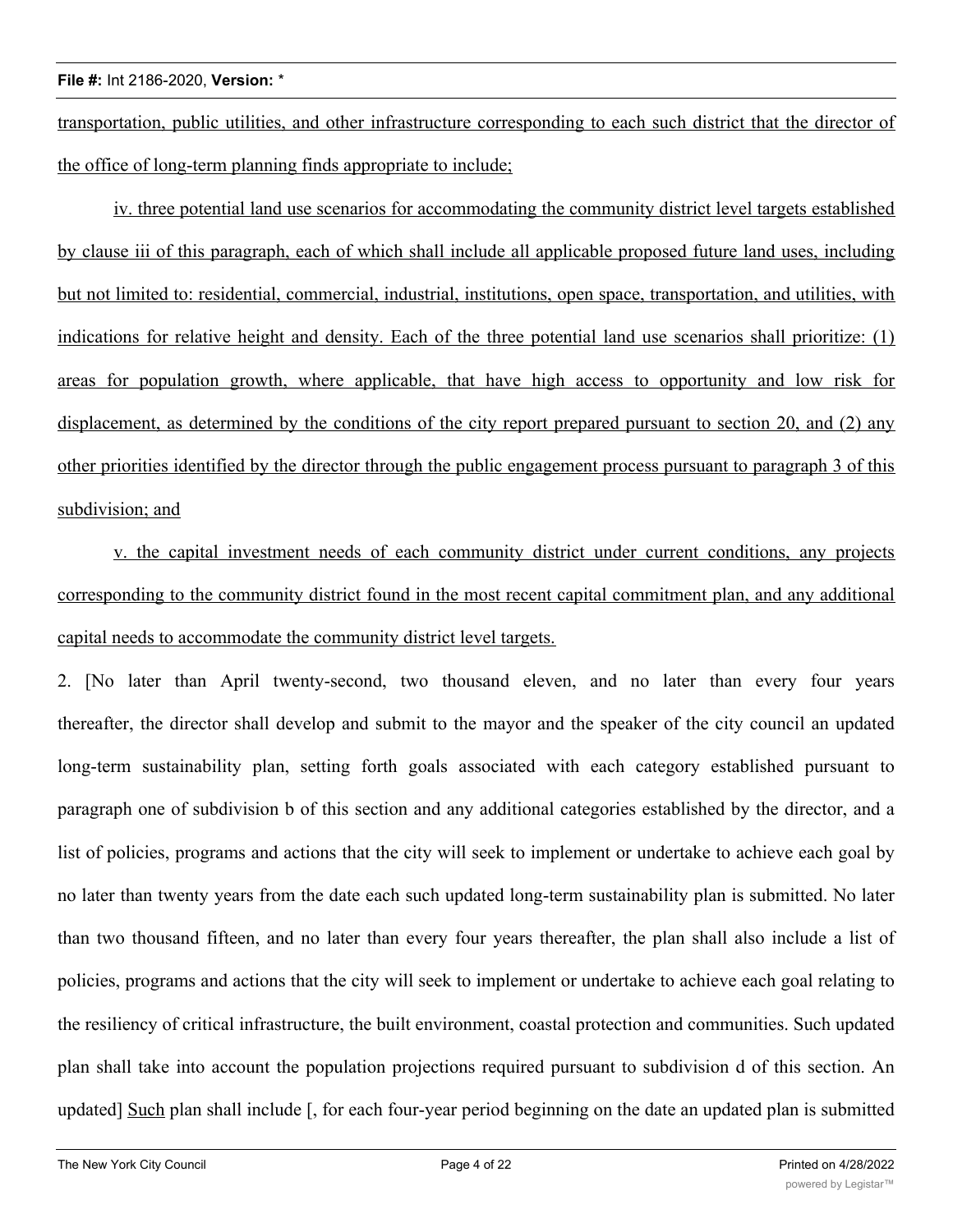transportation, public utilities, and other infrastructure corresponding to each such district that the director of the office of long-term planning finds appropriate to include;

iv. three potential land use scenarios for accommodating the community district level targets established by clause iii of this paragraph, each of which shall include all applicable proposed future land uses, including but not limited to: residential, commercial, industrial, institutions, open space, transportation, and utilities, with indications for relative height and density. Each of the three potential land use scenarios shall prioritize: (1) areas for population growth, where applicable, that have high access to opportunity and low risk for displacement, as determined by the conditions of the city report prepared pursuant to section 20, and (2) any other priorities identified by the director through the public engagement process pursuant to paragraph 3 of this subdivision; and

v. the capital investment needs of each community district under current conditions, any projects corresponding to the community district found in the most recent capital commitment plan, and any additional capital needs to accommodate the community district level targets.

2. [No later than April twenty-second, two thousand eleven, and no later than every four years thereafter, the director shall develop and submit to the mayor and the speaker of the city council an updated long-term sustainability plan, setting forth goals associated with each category established pursuant to paragraph one of subdivision b of this section and any additional categories established by the director, and a list of policies, programs and actions that the city will seek to implement or undertake to achieve each goal by no later than twenty years from the date each such updated long-term sustainability plan is submitted. No later than two thousand fifteen, and no later than every four years thereafter, the plan shall also include a list of policies, programs and actions that the city will seek to implement or undertake to achieve each goal relating to the resiliency of critical infrastructure, the built environment, coastal protection and communities. Such updated plan shall take into account the population projections required pursuant to subdivision d of this section. An updated] Such plan shall include [, for each four-year period beginning on the date an updated plan is submitted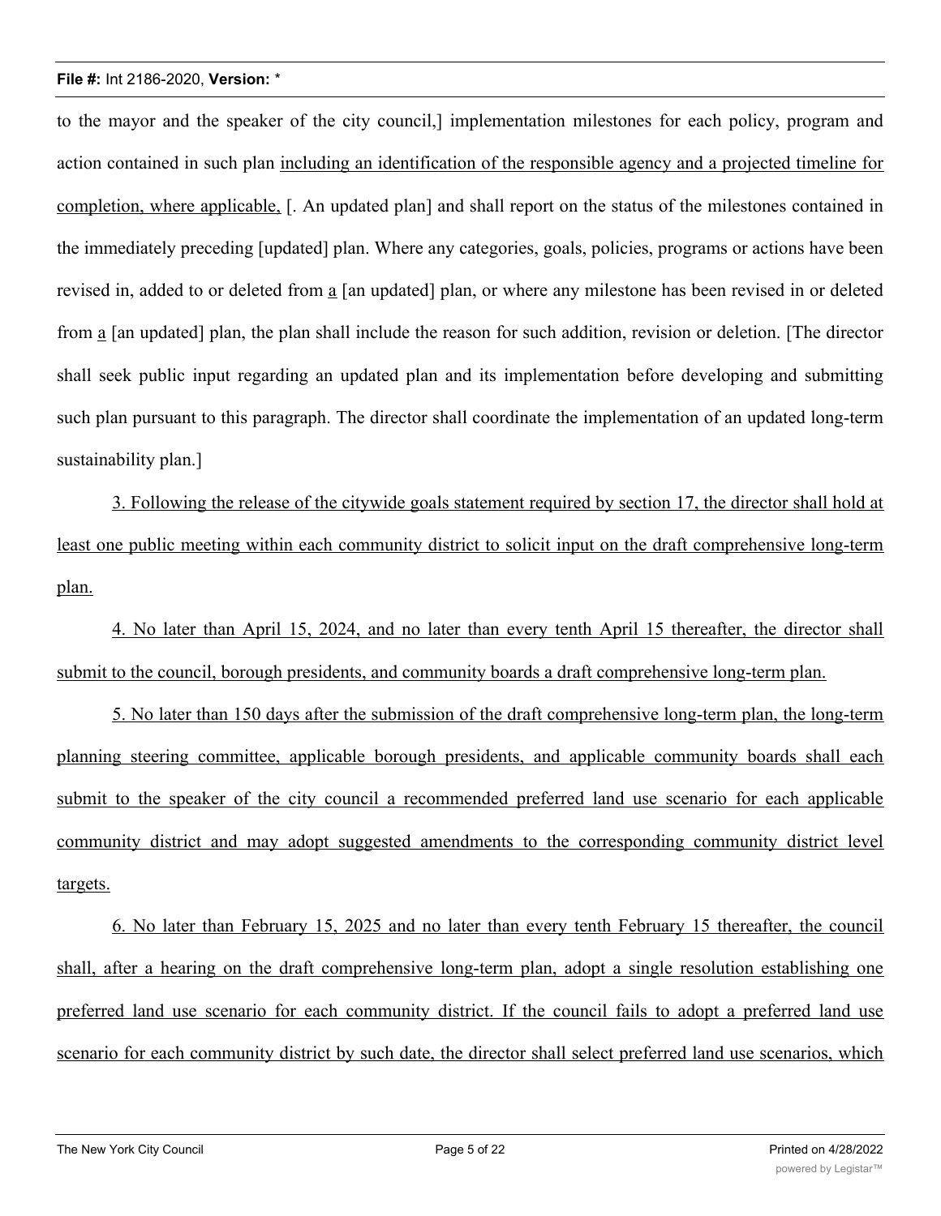to the mayor and the speaker of the city council,] implementation milestones for each policy, program and action contained in such plan <u>including an identification of the responsible agency and a projected timeline for completion, where applicable,</u> [. An updated plan] and shall report on the status of the milestones contained in the immediately preceding [updated] plan. Where any categories, goals, policies, programs or actions have been revised in, added to or deleted from <u>a</u> [an updated] plan, or where any milestone has been revised in or deleted from <u>a</u> [an updated] plan, the plan shall include the reason for such addition, revision or deletion. [The director shall seek public input regarding an updated plan and its implementation before developing and submitting such plan pursuant to this paragraph. The director shall coordinate the implementation of an updated long-term sustainability plan.]

<u>3. Following the release of the citywide goals statement required by section 17, the director shall hold at least one public meeting within each community district to solicit input on the draft comprehensive long-term plan.</u>

<u>4. No later than April 15, 2024, and no later than every tenth April 15 thereafter, the director shall submit to the council, borough presidents, and community boards a draft comprehensive long-term plan.</u>

<u>5. No later than 150 days after the submission of the draft comprehensive long-term plan, the long-term planning steering committee, applicable borough presidents, and applicable community boards shall each submit to the speaker of the city council a recommended preferred land use scenario for each applicable community district and may adopt suggested amendments to the corresponding community district level targets.</u>

<u>6. No later than February 15, 2025 and no later than every tenth February 15 thereafter, the council shall, after a hearing on the draft comprehensive long-term plan, adopt a single resolution establishing one preferred land use scenario for each community district. If the council fails to adopt a preferred land use scenario for each community district by such date, the director shall select preferred land use scenarios, which</u>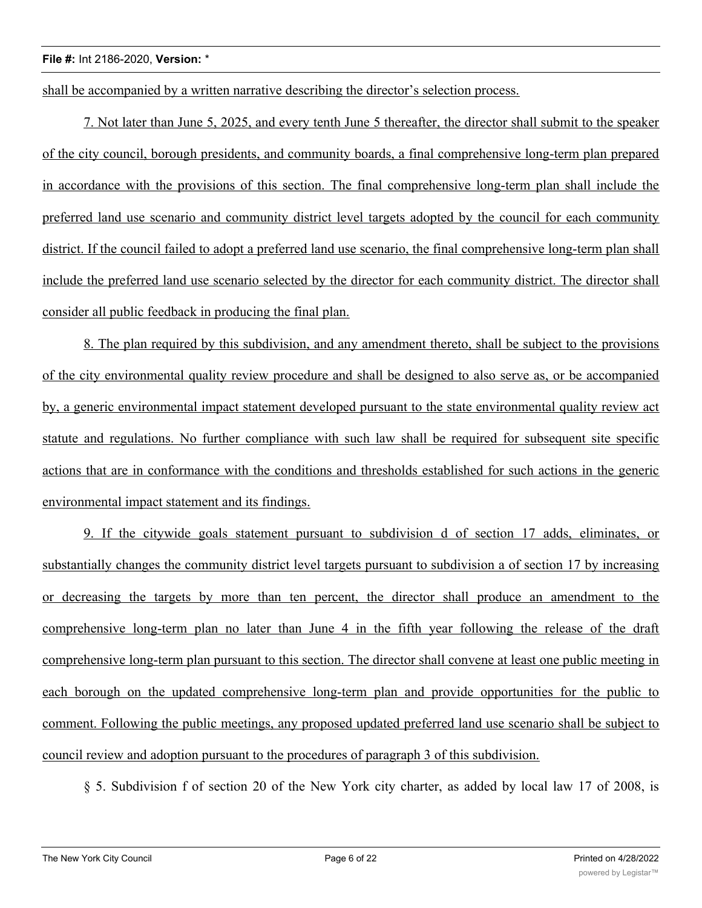shall be accompanied by a written narrative describing the director's selection process.

7. Not later than June 5, 2025, and every tenth June 5 thereafter, the director shall submit to the speaker of the city council, borough presidents, and community boards, a final comprehensive long-term plan prepared in accordance with the provisions of this section. The final comprehensive long-term plan shall include the preferred land use scenario and community district level targets adopted by the council for each community district. If the council failed to adopt a preferred land use scenario, the final comprehensive long-term plan shall include the preferred land use scenario selected by the director for each community district. The director shall consider all public feedback in producing the final plan.

8. The plan required by this subdivision, and any amendment thereto, shall be subject to the provisions of the city environmental quality review procedure and shall be designed to also serve as, or be accompanied by, a generic environmental impact statement developed pursuant to the state environmental quality review act statute and regulations. No further compliance with such law shall be required for subsequent site specific actions that are in conformance with the conditions and thresholds established for such actions in the generic environmental impact statement and its findings.

9. If the citywide goals statement pursuant to subdivision d of section 17 adds, eliminates, or substantially changes the community district level targets pursuant to subdivision a of section 17 by increasing or decreasing the targets by more than ten percent, the director shall produce an amendment to the comprehensive long-term plan no later than June 4 in the fifth year following the release of the draft comprehensive long-term plan pursuant to this section. The director shall convene at least one public meeting in each borough on the updated comprehensive long-term plan and provide opportunities for the public to comment. Following the public meetings, any proposed updated preferred land use scenario shall be subject to council review and adoption pursuant to the procedures of paragraph 3 of this subdivision.

§ 5. Subdivision f of section 20 of the New York city charter, as added by local law 17 of 2008, is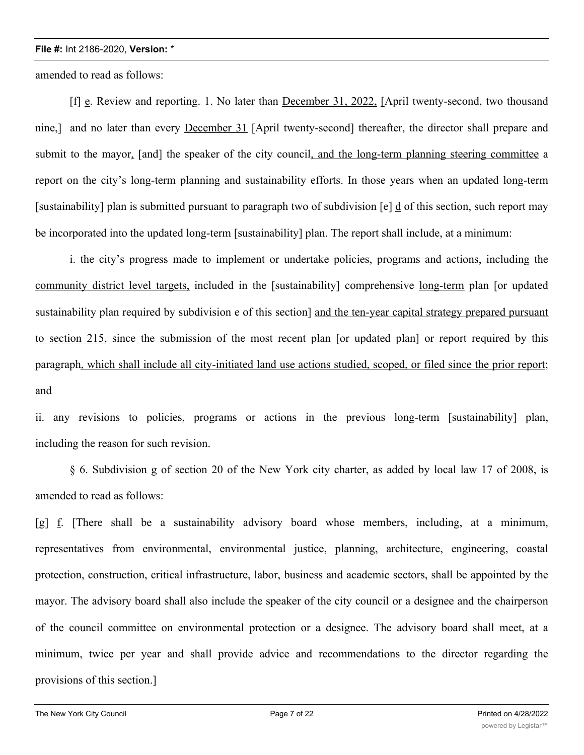amended to read as follows:

[f] e. Review and reporting. 1. No later than December 31, 2022, [April twenty-second, two thousand nine,] and no later than every December 31 [April twenty-second] thereafter, the director shall prepare and submit to the mayor, [and] the speaker of the city council, and the long-term planning steering committee a report on the city's long-term planning and sustainability efforts. In those years when an updated long-term [sustainability] plan is submitted pursuant to paragraph two of subdivision [e] d of this section, such report may be incorporated into the updated long-term [sustainability] plan. The report shall include, at a minimum:

i. the city's progress made to implement or undertake policies, programs and actions, including the community district level targets, included in the [sustainability] comprehensive long-term plan [or updated sustainability plan required by subdivision e of this section] and the ten-year capital strategy prepared pursuant to section 215, since the submission of the most recent plan [or updated plan] or report required by this paragraph, which shall include all city-initiated land use actions studied, scoped, or filed since the prior report; and

ii. any revisions to policies, programs or actions in the previous long-term [sustainability] plan, including the reason for such revision.

§ 6. Subdivision g of section 20 of the New York city charter, as added by local law 17 of 2008, is amended to read as follows:

[g] f. [There shall be a sustainability advisory board whose members, including, at a minimum, representatives from environmental, environmental justice, planning, architecture, engineering, coastal protection, construction, critical infrastructure, labor, business and academic sectors, shall be appointed by the mayor. The advisory board shall also include the speaker of the city council or a designee and the chairperson of the council committee on environmental protection or a designee. The advisory board shall meet, at a minimum, twice per year and shall provide advice and recommendations to the director regarding the provisions of this section.]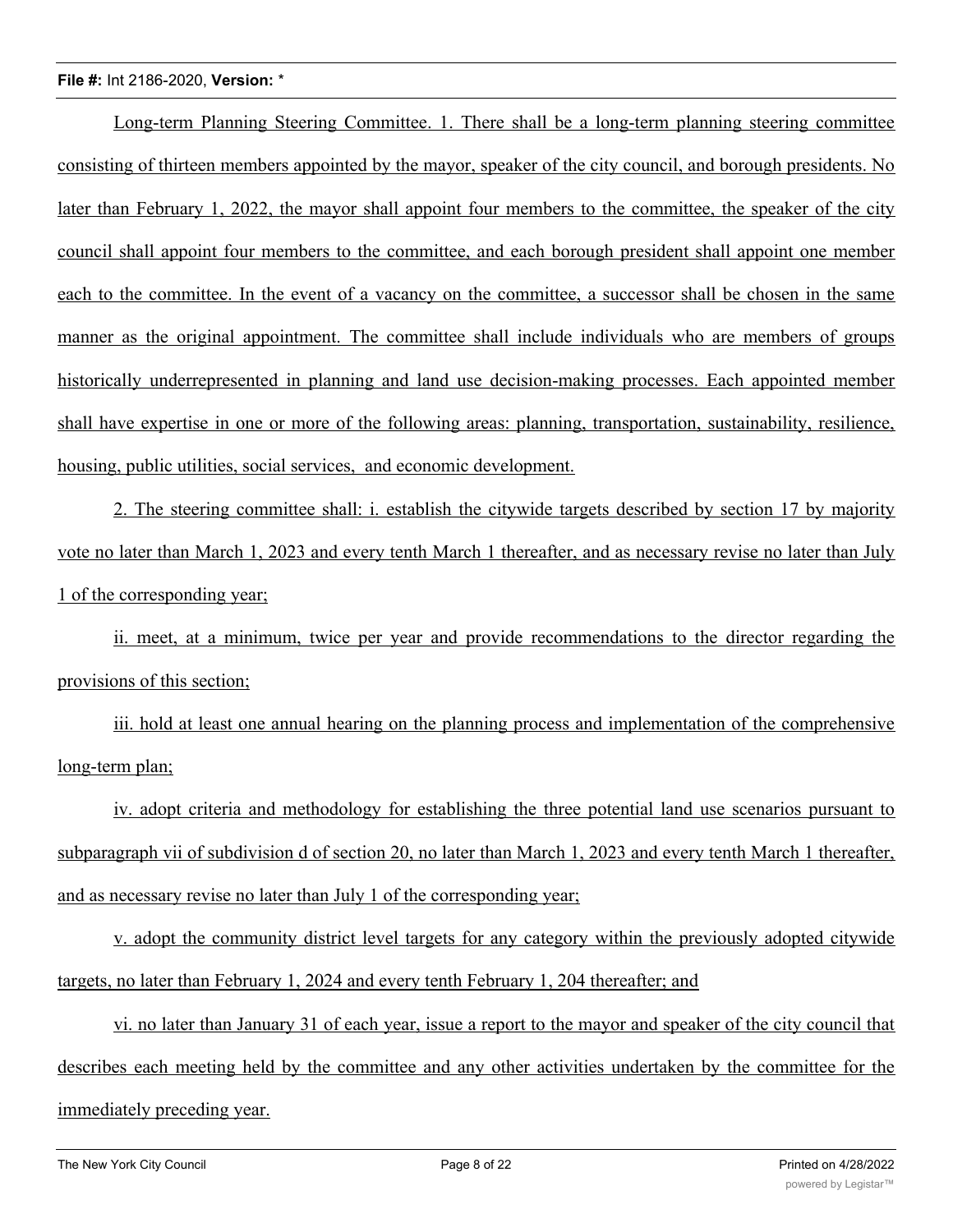Long-term Planning Steering Committee. 1. There shall be a long-term planning steering committee consisting of thirteen members appointed by the mayor, speaker of the city council, and borough presidents. No later than February 1, 2022, the mayor shall appoint four members to the committee, the speaker of the city council shall appoint four members to the committee, and each borough president shall appoint one member each to the committee. In the event of a vacancy on the committee, a successor shall be chosen in the same manner as the original appointment. The committee shall include individuals who are members of groups historically underrepresented in planning and land use decision-making processes. Each appointed member shall have expertise in one or more of the following areas: planning, transportation, sustainability, resilience, housing, public utilities, social services, and economic development.

2. The steering committee shall: i. establish the citywide targets described by section 17 by majority vote no later than March 1, 2023 and every tenth March 1 thereafter, and as necessary revise no later than July 1 of the corresponding year;

ii. meet, at a minimum, twice per year and provide recommendations to the director regarding the provisions of this section;

iii. hold at least one annual hearing on the planning process and implementation of the comprehensive long-term plan;

iv. adopt criteria and methodology for establishing the three potential land use scenarios pursuant to subparagraph vii of subdivision d of section 20, no later than March 1, 2023 and every tenth March 1 thereafter, and as necessary revise no later than July 1 of the corresponding year;

v. adopt the community district level targets for any category within the previously adopted citywide targets, no later than February 1, 2024 and every tenth February 1, 204 thereafter; and

vi. no later than January 31 of each year, issue a report to the mayor and speaker of the city council that describes each meeting held by the committee and any other activities undertaken by the committee for the immediately preceding year.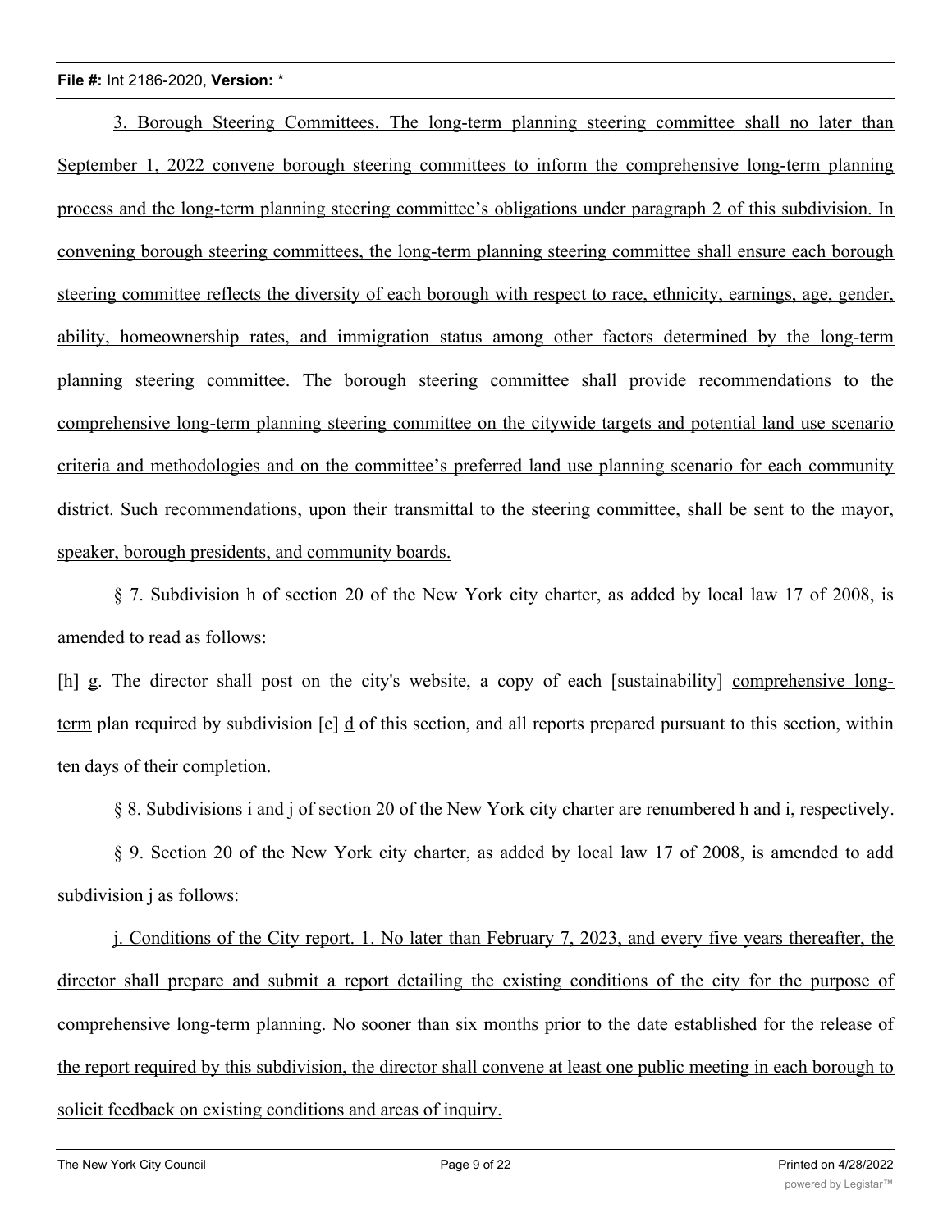3. Borough Steering Committees. The long-term planning steering committee shall no later than September 1, 2022 convene borough steering committees to inform the comprehensive long-term planning process and the long-term planning steering committee's obligations under paragraph 2 of this subdivision. In convening borough steering committees, the long-term planning steering committee shall ensure each borough steering committee reflects the diversity of each borough with respect to race, ethnicity, earnings, age, gender, ability, homeownership rates, and immigration status among other factors determined by the long-term planning steering committee. The borough steering committee shall provide recommendations to the comprehensive long-term planning steering committee on the citywide targets and potential land use scenario criteria and methodologies and on the committee's preferred land use planning scenario for each community district. Such recommendations, upon their transmittal to the steering committee, shall be sent to the mayor, speaker, borough presidents, and community boards.

§ 7. Subdivision h of section 20 of the New York city charter, as added by local law 17 of 2008, is amended to read as follows:

[h] g. The director shall post on the city's website, a copy of each [sustainability] comprehensive long-term plan required by subdivision [e] d of this section, and all reports prepared pursuant to this section, within ten days of their completion.

§ 8. Subdivisions i and j of section 20 of the New York city charter are renumbered h and i, respectively.

§ 9. Section 20 of the New York city charter, as added by local law 17 of 2008, is amended to add subdivision j as follows:

j. Conditions of the City report. 1. No later than February 7, 2023, and every five years thereafter, the director shall prepare and submit a report detailing the existing conditions of the city for the purpose of comprehensive long-term planning. No sooner than six months prior to the date established for the release of the report required by this subdivision, the director shall convene at least one public meeting in each borough to solicit feedback on existing conditions and areas of inquiry.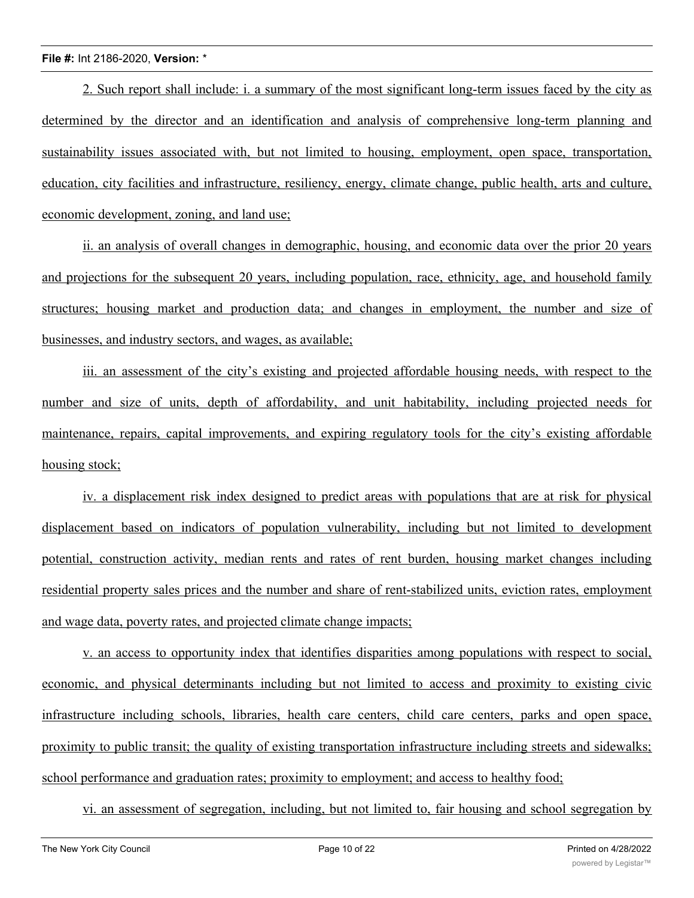2. Such report shall include: i. a summary of the most significant long-term issues faced by the city as determined by the director and an identification and analysis of comprehensive long-term planning and sustainability issues associated with, but not limited to housing, employment, open space, transportation, education, city facilities and infrastructure, resiliency, energy, climate change, public health, arts and culture, economic development, zoning, and land use;

ii. an analysis of overall changes in demographic, housing, and economic data over the prior 20 years and projections for the subsequent 20 years, including population, race, ethnicity, age, and household family structures; housing market and production data; and changes in employment, the number and size of businesses, and industry sectors, and wages, as available;

iii. an assessment of the city's existing and projected affordable housing needs, with respect to the number and size of units, depth of affordability, and unit habitability, including projected needs for maintenance, repairs, capital improvements, and expiring regulatory tools for the city's existing affordable housing stock;

iv. a displacement risk index designed to predict areas with populations that are at risk for physical displacement based on indicators of population vulnerability, including but not limited to development potential, construction activity, median rents and rates of rent burden, housing market changes including residential property sales prices and the number and share of rent-stabilized units, eviction rates, employment and wage data, poverty rates, and projected climate change impacts;

v. an access to opportunity index that identifies disparities among populations with respect to social, economic, and physical determinants including but not limited to access and proximity to existing civic infrastructure including schools, libraries, health care centers, child care centers, parks and open space, proximity to public transit; the quality of existing transportation infrastructure including streets and sidewalks; school performance and graduation rates; proximity to employment; and access to healthy food;

vi. an assessment of segregation, including, but not limited to, fair housing and school segregation by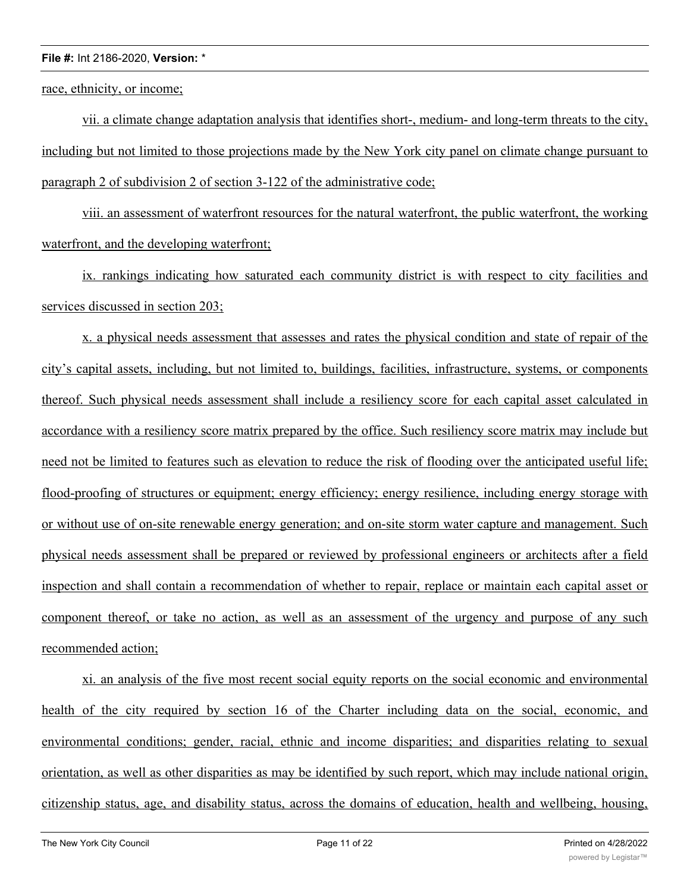race, ethnicity, or income;

vii. a climate change adaptation analysis that identifies short-, medium- and long-term threats to the city, including but not limited to those projections made by the New York city panel on climate change pursuant to paragraph 2 of subdivision 2 of section 3-122 of the administrative code;

viii. an assessment of waterfront resources for the natural waterfront, the public waterfront, the working waterfront, and the developing waterfront;

ix. rankings indicating how saturated each community district is with respect to city facilities and services discussed in section 203;

x. a physical needs assessment that assesses and rates the physical condition and state of repair of the city's capital assets, including, but not limited to, buildings, facilities, infrastructure, systems, or components thereof. Such physical needs assessment shall include a resiliency score for each capital asset calculated in accordance with a resiliency score matrix prepared by the office. Such resiliency score matrix may include but need not be limited to features such as elevation to reduce the risk of flooding over the anticipated useful life; flood-proofing of structures or equipment; energy efficiency; energy resilience, including energy storage with or without use of on-site renewable energy generation; and on-site storm water capture and management. Such physical needs assessment shall be prepared or reviewed by professional engineers or architects after a field inspection and shall contain a recommendation of whether to repair, replace or maintain each capital asset or component thereof, or take no action, as well as an assessment of the urgency and purpose of any such recommended action;

xi. an analysis of the five most recent social equity reports on the social economic and environmental health of the city required by section 16 of the Charter including data on the social, economic, and environmental conditions; gender, racial, ethnic and income disparities; and disparities relating to sexual orientation, as well as other disparities as may be identified by such report, which may include national origin, citizenship status, age, and disability status, across the domains of education, health and wellbeing, housing,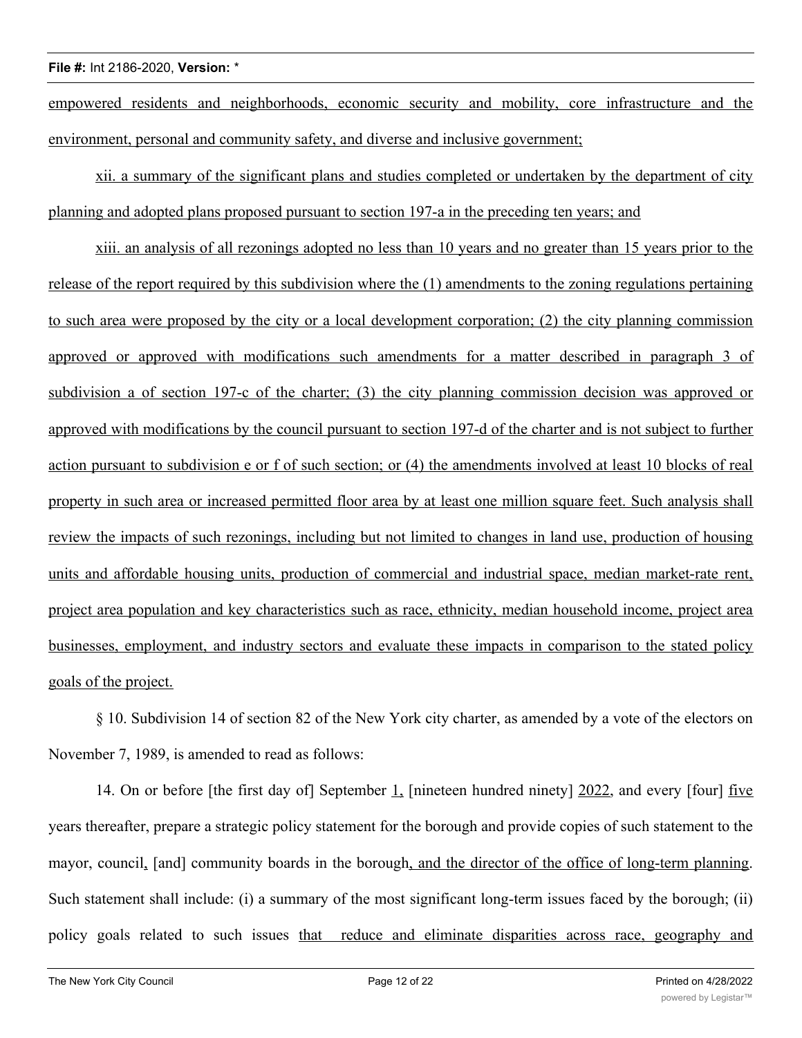empowered residents and neighborhoods, economic security and mobility, core infrastructure and the environment, personal and community safety, and diverse and inclusive government;

xii. a summary of the significant plans and studies completed or undertaken by the department of city planning and adopted plans proposed pursuant to section 197-a in the preceding ten years; and

xiii. an analysis of all rezonings adopted no less than 10 years and no greater than 15 years prior to the release of the report required by this subdivision where the (1) amendments to the zoning regulations pertaining to such area were proposed by the city or a local development corporation; (2) the city planning commission approved or approved with modifications such amendments for a matter described in paragraph 3 of subdivision a of section 197-c of the charter; (3) the city planning commission decision was approved or approved with modifications by the council pursuant to section 197-d of the charter and is not subject to further action pursuant to subdivision e or f of such section; or (4) the amendments involved at least 10 blocks of real property in such area or increased permitted floor area by at least one million square feet. Such analysis shall review the impacts of such rezonings, including but not limited to changes in land use, production of housing units and affordable housing units, production of commercial and industrial space, median market-rate rent, project area population and key characteristics such as race, ethnicity, median household income, project area businesses, employment, and industry sectors and evaluate these impacts in comparison to the stated policy goals of the project.

§ 10. Subdivision 14 of section 82 of the New York city charter, as amended by a vote of the electors on November 7, 1989, is amended to read as follows:

14. On or before [the first day of] September 1, [nineteen hundred ninety] 2022, and every [four] five years thereafter, prepare a strategic policy statement for the borough and provide copies of such statement to the mayor, council, [and] community boards in the borough, and the director of the office of long-term planning. Such statement shall include: (i) a summary of the most significant long-term issues faced by the borough; (ii) policy goals related to such issues that reduce and eliminate disparities across race, geography and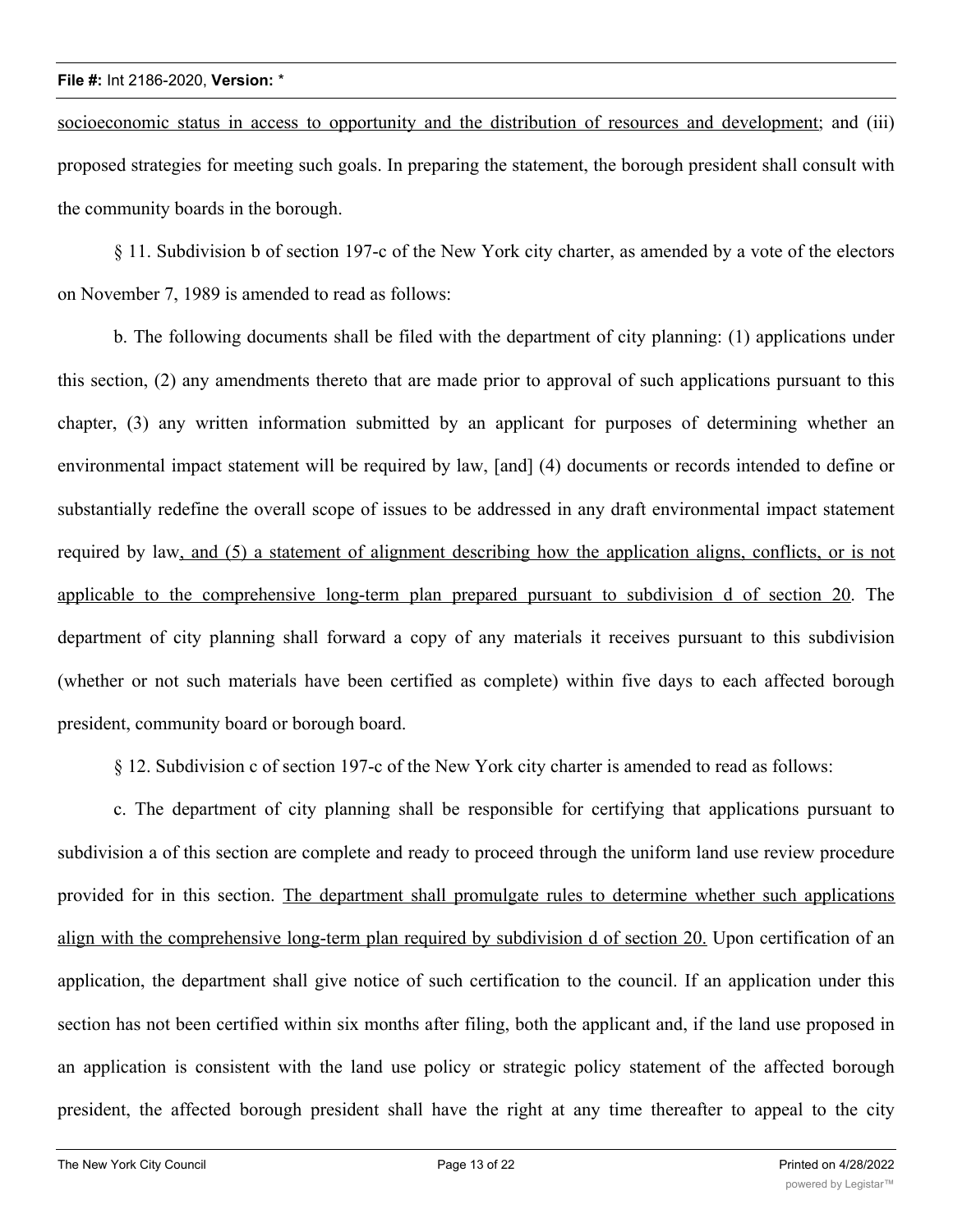socioeconomic status in access to opportunity and the distribution of resources and development; and (iii) proposed strategies for meeting such goals. In preparing the statement, the borough president shall consult with the community boards in the borough.

§ 11. Subdivision b of section 197-c of the New York city charter, as amended by a vote of the electors on November 7, 1989 is amended to read as follows:

b. The following documents shall be filed with the department of city planning: (1) applications under this section, (2) any amendments thereto that are made prior to approval of such applications pursuant to this chapter, (3) any written information submitted by an applicant for purposes of determining whether an environmental impact statement will be required by law, [and] (4) documents or records intended to define or substantially redefine the overall scope of issues to be addressed in any draft environmental impact statement required by law, and (5) a statement of alignment describing how the application aligns, conflicts, or is not applicable to the comprehensive long-term plan prepared pursuant to subdivision d of section 20. The department of city planning shall forward a copy of any materials it receives pursuant to this subdivision (whether or not such materials have been certified as complete) within five days to each affected borough president, community board or borough board.

§ 12. Subdivision c of section 197-c of the New York city charter is amended to read as follows:

c. The department of city planning shall be responsible for certifying that applications pursuant to subdivision a of this section are complete and ready to proceed through the uniform land use review procedure provided for in this section. The department shall promulgate rules to determine whether such applications align with the comprehensive long-term plan required by subdivision d of section 20. Upon certification of an application, the department shall give notice of such certification to the council. If an application under this section has not been certified within six months after filing, both the applicant and, if the land use proposed in an application is consistent with the land use policy or strategic policy statement of the affected borough president, the affected borough president shall have the right at any time thereafter to appeal to the city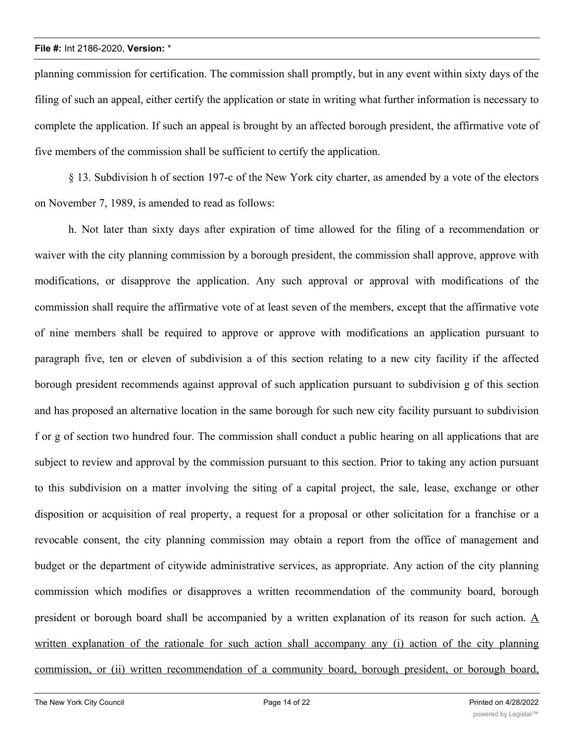planning commission for certification. The commission shall promptly, but in any event within sixty days of the filing of such an appeal, either certify the application or state in writing what further information is necessary to complete the application. If such an appeal is brought by an affected borough president, the affirmative vote of five members of the commission shall be sufficient to certify the application.

§ 13. Subdivision h of section 197-c of the New York city charter, as amended by a vote of the electors on November 7, 1989, is amended to read as follows:

h. Not later than sixty days after expiration of time allowed for the filing of a recommendation or waiver with the city planning commission by a borough president, the commission shall approve, approve with modifications, or disapprove the application. Any such approval or approval with modifications of the commission shall require the affirmative vote of at least seven of the members, except that the affirmative vote of nine members shall be required to approve or approve with modifications an application pursuant to paragraph five, ten or eleven of subdivision a of this section relating to a new city facility if the affected borough president recommends against approval of such application pursuant to subdivision g of this section and has proposed an alternative location in the same borough for such new city facility pursuant to subdivision f or g of section two hundred four. The commission shall conduct a public hearing on all applications that are subject to review and approval by the commission pursuant to this section. Prior to taking any action pursuant to this subdivision on a matter involving the siting of a capital project, the sale, lease, exchange or other disposition or acquisition of real property, a request for a proposal or other solicitation for a franchise or a revocable consent, the city planning commission may obtain a report from the office of management and budget or the department of citywide administrative services, as appropriate. Any action of the city planning commission which modifies or disapproves a written recommendation of the community board, borough president or borough board shall be accompanied by a written explanation of its reason for such action. <u>A written explanation of the rationale for such action shall accompany any (i) action of the city planning commission, or (ii) written recommendation of a community board, borough president, or borough board,</u>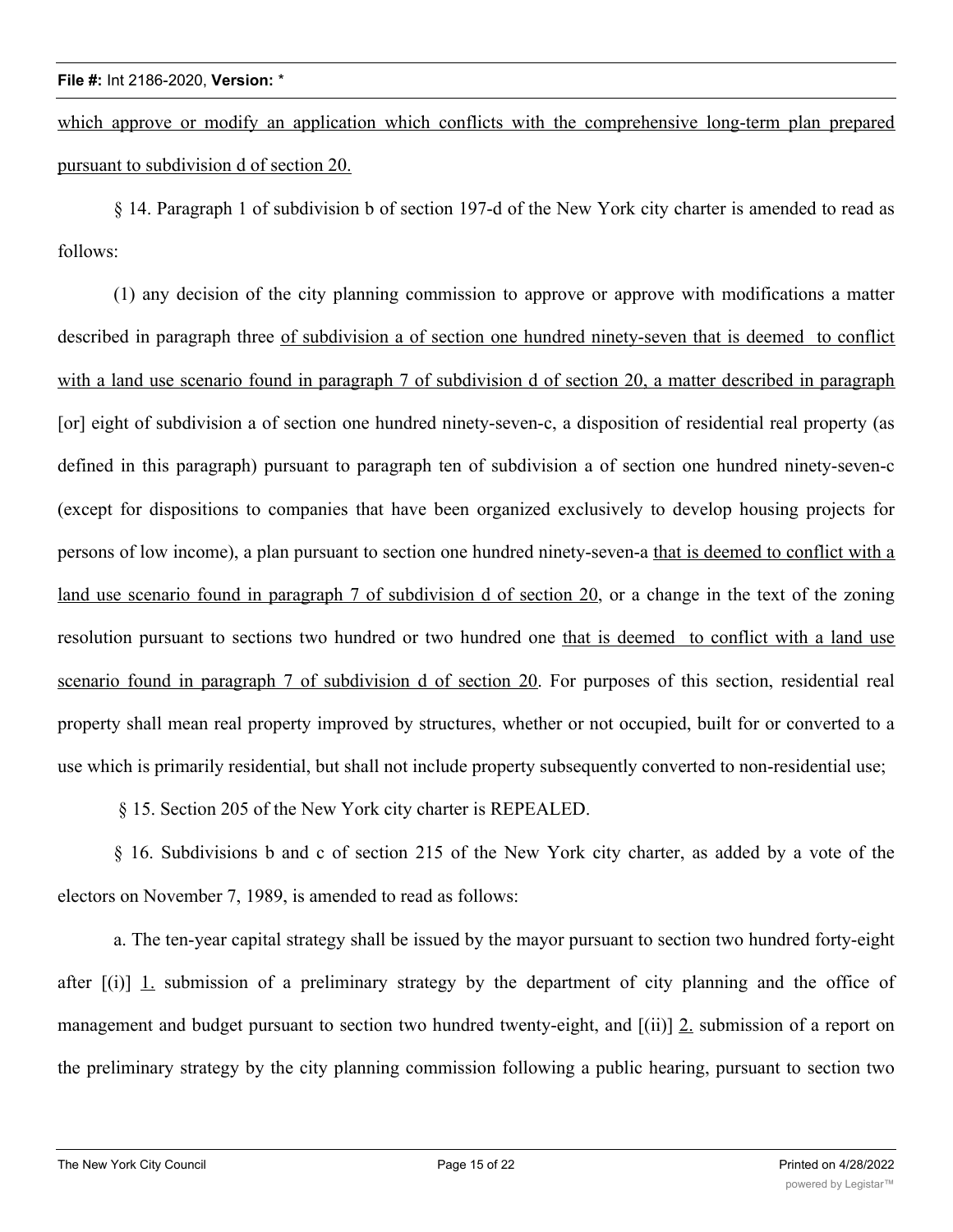which approve or modify an application which conflicts with the comprehensive long-term plan prepared pursuant to subdivision d of section 20.

§ 14. Paragraph 1 of subdivision b of section 197-d of the New York city charter is amended to read as follows:

(1) any decision of the city planning commission to approve or approve with modifications a matter described in paragraph three of subdivision a of section one hundred ninety-seven that is deemed to conflict with a land use scenario found in paragraph 7 of subdivision d of section 20, a matter described in paragraph [or] eight of subdivision a of section one hundred ninety-seven-c, a disposition of residential real property (as defined in this paragraph) pursuant to paragraph ten of subdivision a of section one hundred ninety-seven-c (except for dispositions to companies that have been organized exclusively to develop housing projects for persons of low income), a plan pursuant to section one hundred ninety-seven-a that is deemed to conflict with a land use scenario found in paragraph 7 of subdivision d of section 20, or a change in the text of the zoning resolution pursuant to sections two hundred or two hundred one that is deemed to conflict with a land use scenario found in paragraph 7 of subdivision d of section 20. For purposes of this section, residential real property shall mean real property improved by structures, whether or not occupied, built for or converted to a use which is primarily residential, but shall not include property subsequently converted to non-residential use;

§ 15. Section 205 of the New York city charter is REPEALED.

§ 16. Subdivisions b and c of section 215 of the New York city charter, as added by a vote of the electors on November 7, 1989, is amended to read as follows:

a. The ten-year capital strategy shall be issued by the mayor pursuant to section two hundred forty-eight after [(i)] 1. submission of a preliminary strategy by the department of city planning and the office of management and budget pursuant to section two hundred twenty-eight, and [(ii)] 2. submission of a report on the preliminary strategy by the city planning commission following a public hearing, pursuant to section two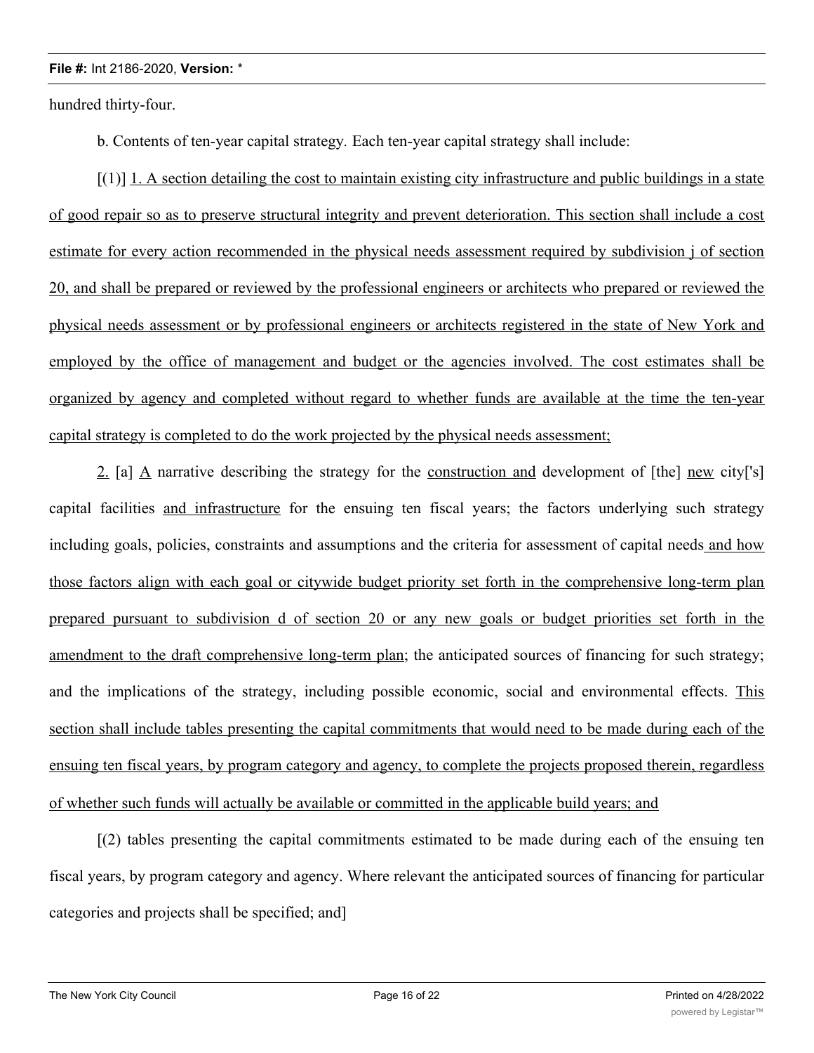hundred thirty-four.

b. Contents of ten-year capital strategy. Each ten-year capital strategy shall include:

[(1)] 1. A section detailing the cost to maintain existing city infrastructure and public buildings in a state of good repair so as to preserve structural integrity and prevent deterioration. This section shall include a cost estimate for every action recommended in the physical needs assessment required by subdivision j of section 20, and shall be prepared or reviewed by the professional engineers or architects who prepared or reviewed the physical needs assessment or by professional engineers or architects registered in the state of New York and employed by the office of management and budget or the agencies involved. The cost estimates shall be organized by agency and completed without regard to whether funds are available at the time the ten-year capital strategy is completed to do the work projected by the physical needs assessment;

2. [a] A narrative describing the strategy for the construction and development of [the] new city['s] capital facilities and infrastructure for the ensuing ten fiscal years; the factors underlying such strategy including goals, policies, constraints and assumptions and the criteria for assessment of capital needs and how those factors align with each goal or citywide budget priority set forth in the comprehensive long-term plan prepared pursuant to subdivision d of section 20 or any new goals or budget priorities set forth in the amendment to the draft comprehensive long-term plan; the anticipated sources of financing for such strategy; and the implications of the strategy, including possible economic, social and environmental effects. This section shall include tables presenting the capital commitments that would need to be made during each of the ensuing ten fiscal years, by program category and agency, to complete the projects proposed therein, regardless of whether such funds will actually be available or committed in the applicable build years; and

[(2) tables presenting the capital commitments estimated to be made during each of the ensuing ten fiscal years, by program category and agency. Where relevant the anticipated sources of financing for particular categories and projects shall be specified; and]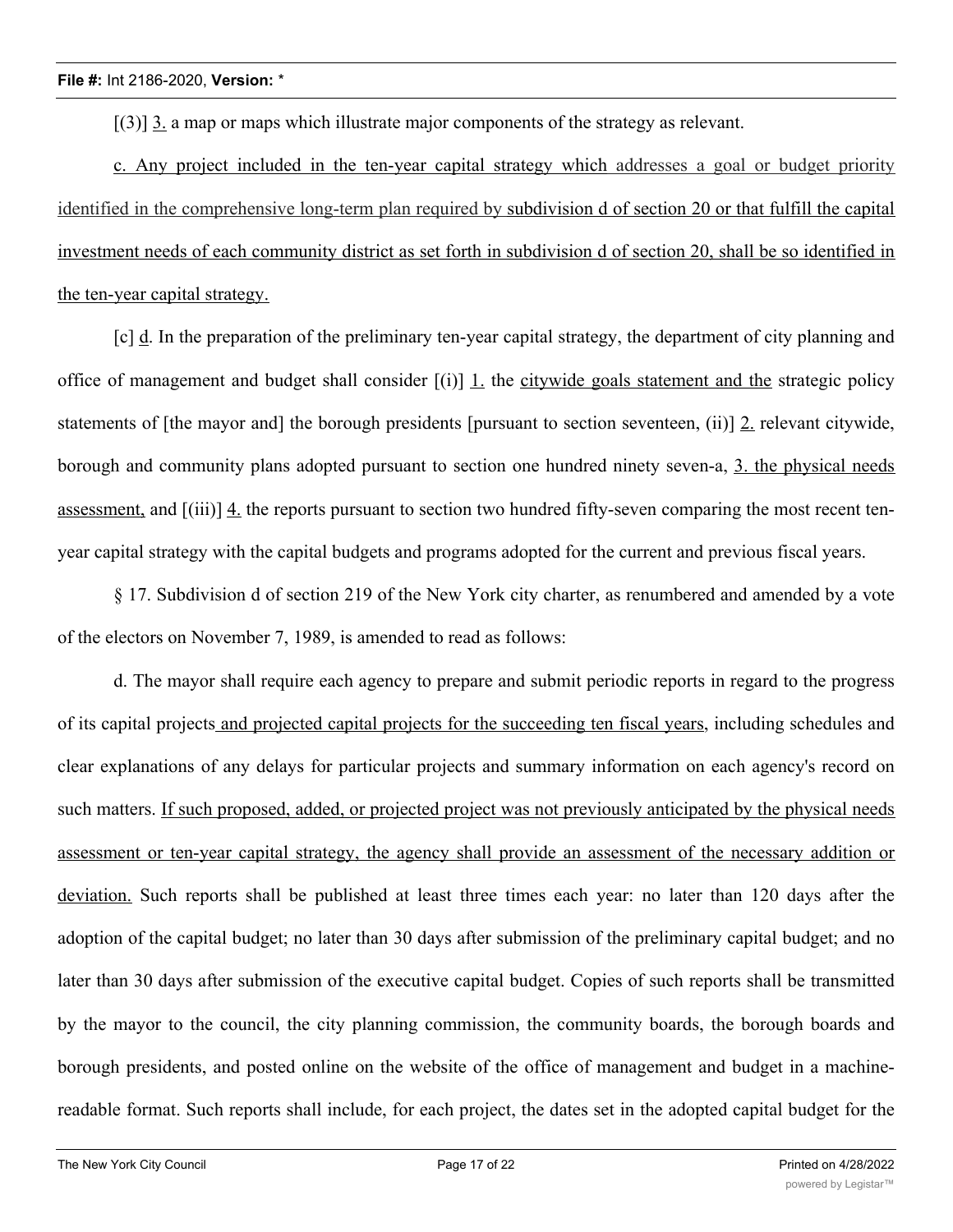[(3)] 3. a map or maps which illustrate major components of the strategy as relevant.

c. Any project included in the ten-year capital strategy which addresses a goal or budget priority identified in the comprehensive long-term plan required by subdivision d of section 20 or that fulfill the capital investment needs of each community district as set forth in subdivision d of section 20, shall be so identified in the ten-year capital strategy.

[c] d. In the preparation of the preliminary ten-year capital strategy, the department of city planning and office of management and budget shall consider [(i)] 1. the citywide goals statement and the strategic policy statements of [the mayor and] the borough presidents [pursuant to section seventeen, (ii)] 2. relevant citywide, borough and community plans adopted pursuant to section one hundred ninety seven-a, 3. the physical needs assessment, and [(iii)] 4. the reports pursuant to section two hundred fifty-seven comparing the most recent ten-year capital strategy with the capital budgets and programs adopted for the current and previous fiscal years.

§ 17. Subdivision d of section 219 of the New York city charter, as renumbered and amended by a vote of the electors on November 7, 1989, is amended to read as follows:

d. The mayor shall require each agency to prepare and submit periodic reports in regard to the progress of its capital projects and projected capital projects for the succeeding ten fiscal years, including schedules and clear explanations of any delays for particular projects and summary information on each agency's record on such matters. If such proposed, added, or projected project was not previously anticipated by the physical needs assessment or ten-year capital strategy, the agency shall provide an assessment of the necessary addition or deviation. Such reports shall be published at least three times each year: no later than 120 days after the adoption of the capital budget; no later than 30 days after submission of the preliminary capital budget; and no later than 30 days after submission of the executive capital budget. Copies of such reports shall be transmitted by the mayor to the council, the city planning commission, the community boards, the borough boards and borough presidents, and posted online on the website of the office of management and budget in a machine-readable format. Such reports shall include, for each project, the dates set in the adopted capital budget for the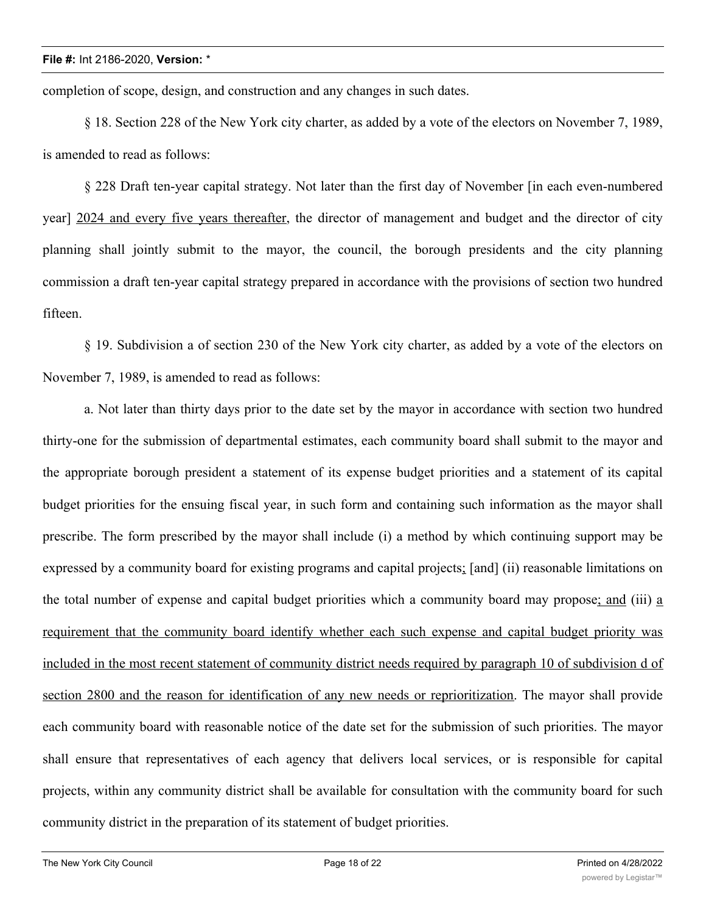completion of scope, design, and construction and any changes in such dates.

§ 18. Section 228 of the New York city charter, as added by a vote of the electors on November 7, 1989, is amended to read as follows:

§ 228 Draft ten-year capital strategy. Not later than the first day of November [in each even-numbered year] <u>2024 and every five years thereafter</u>, the director of management and budget and the director of city planning shall jointly submit to the mayor, the council, the borough presidents and the city planning commission a draft ten-year capital strategy prepared in accordance with the provisions of section two hundred fifteen.

§ 19. Subdivision a of section 230 of the New York city charter, as added by a vote of the electors on November 7, 1989, is amended to read as follows:

a. Not later than thirty days prior to the date set by the mayor in accordance with section two hundred thirty-one for the submission of departmental estimates, each community board shall submit to the mayor and the appropriate borough president a statement of its expense budget priorities and a statement of its capital budget priorities for the ensuing fiscal year, in such form and containing such information as the mayor shall prescribe. The form prescribed by the mayor shall include (i) a method by which continuing support may be expressed by a community board for existing programs and capital projects<u>;</u> [and] (ii) reasonable limitations on the total number of expense and capital budget priorities which a community board may propose<u>; and</u> (iii) <u>a requirement that the community board identify whether each such expense and capital budget priority was included in the most recent statement of community district needs required by paragraph 10 of subdivision d of section 2800 and the reason for identification of any new needs or reprioritization</u>. The mayor shall provide each community board with reasonable notice of the date set for the submission of such priorities. The mayor shall ensure that representatives of each agency that delivers local services, or is responsible for capital projects, within any community district shall be available for consultation with the community board for such community district in the preparation of its statement of budget priorities.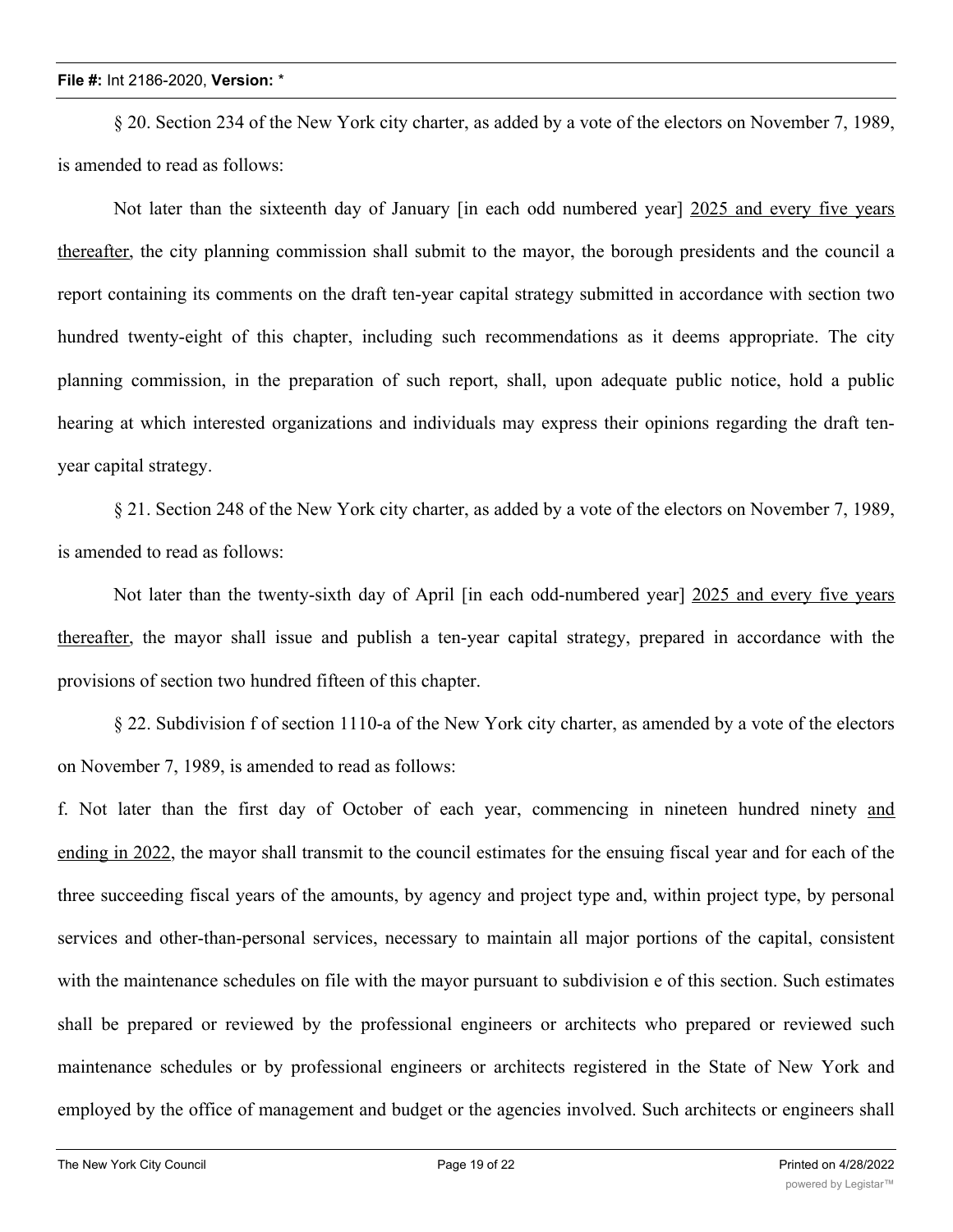§ 20. Section 234 of the New York city charter, as added by a vote of the electors on November 7, 1989, is amended to read as follows:

Not later than the sixteenth day of January [in each odd numbered year] <u>2025 and every five years thereafter</u>, the city planning commission shall submit to the mayor, the borough presidents and the council a report containing its comments on the draft ten-year capital strategy submitted in accordance with section two hundred twenty-eight of this chapter, including such recommendations as it deems appropriate. The city planning commission, in the preparation of such report, shall, upon adequate public notice, hold a public hearing at which interested organizations and individuals may express their opinions regarding the draft ten-year capital strategy.

§ 21. Section 248 of the New York city charter, as added by a vote of the electors on November 7, 1989, is amended to read as follows:

Not later than the twenty-sixth day of April [in each odd-numbered year] <u>2025 and every five years thereafter</u>, the mayor shall issue and publish a ten-year capital strategy, prepared in accordance with the provisions of section two hundred fifteen of this chapter.

§ 22. Subdivision f of section 1110-a of the New York city charter, as amended by a vote of the electors on November 7, 1989, is amended to read as follows:

f. Not later than the first day of October of each year, commencing in nineteen hundred ninety <u>and ending in 2022</u>, the mayor shall transmit to the council estimates for the ensuing fiscal year and for each of the three succeeding fiscal years of the amounts, by agency and project type and, within project type, by personal services and other-than-personal services, necessary to maintain all major portions of the capital, consistent with the maintenance schedules on file with the mayor pursuant to subdivision e of this section. Such estimates shall be prepared or reviewed by the professional engineers or architects who prepared or reviewed such maintenance schedules or by professional engineers or architects registered in the State of New York and employed by the office of management and budget or the agencies involved. Such architects or engineers shall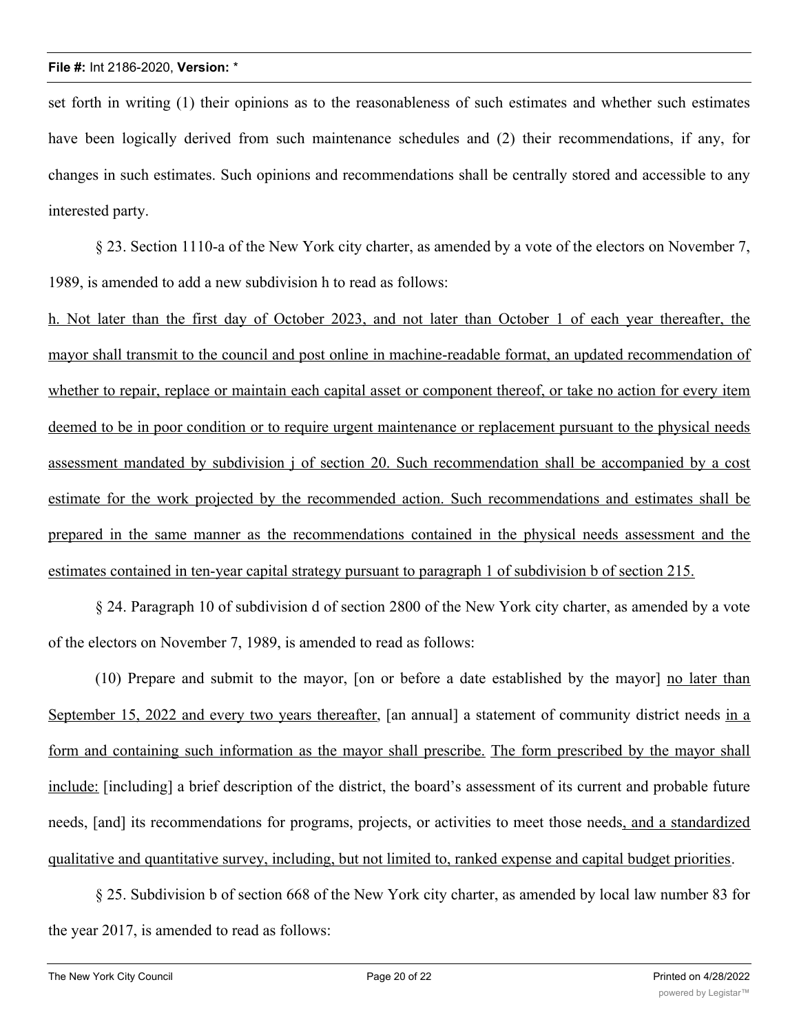set forth in writing (1) their opinions as to the reasonableness of such estimates and whether such estimates have been logically derived from such maintenance schedules and (2) their recommendations, if any, for changes in such estimates. Such opinions and recommendations shall be centrally stored and accessible to any interested party.

§ 23. Section 1110-a of the New York city charter, as amended by a vote of the electors on November 7, 1989, is amended to add a new subdivision h to read as follows:

h. Not later than the first day of October 2023, and not later than October 1 of each year thereafter, the mayor shall transmit to the council and post online in machine-readable format, an updated recommendation of whether to repair, replace or maintain each capital asset or component thereof, or take no action for every item deemed to be in poor condition or to require urgent maintenance or replacement pursuant to the physical needs assessment mandated by subdivision j of section 20. Such recommendation shall be accompanied by a cost estimate for the work projected by the recommended action. Such recommendations and estimates shall be prepared in the same manner as the recommendations contained in the physical needs assessment and the estimates contained in ten-year capital strategy pursuant to paragraph 1 of subdivision b of section 215.

§ 24. Paragraph 10 of subdivision d of section 2800 of the New York city charter, as amended by a vote of the electors on November 7, 1989, is amended to read as follows:

(10) Prepare and submit to the mayor, [on or before a date established by the mayor] no later than September 15, 2022 and every two years thereafter, [an annual] a statement of community district needs in a form and containing such information as the mayor shall prescribe. The form prescribed by the mayor shall include: [including] a brief description of the district, the board's assessment of its current and probable future needs, [and] its recommendations for programs, projects, or activities to meet those needs, and a standardized qualitative and quantitative survey, including, but not limited to, ranked expense and capital budget priorities.

§ 25. Subdivision b of section 668 of the New York city charter, as amended by local law number 83 for the year 2017, is amended to read as follows: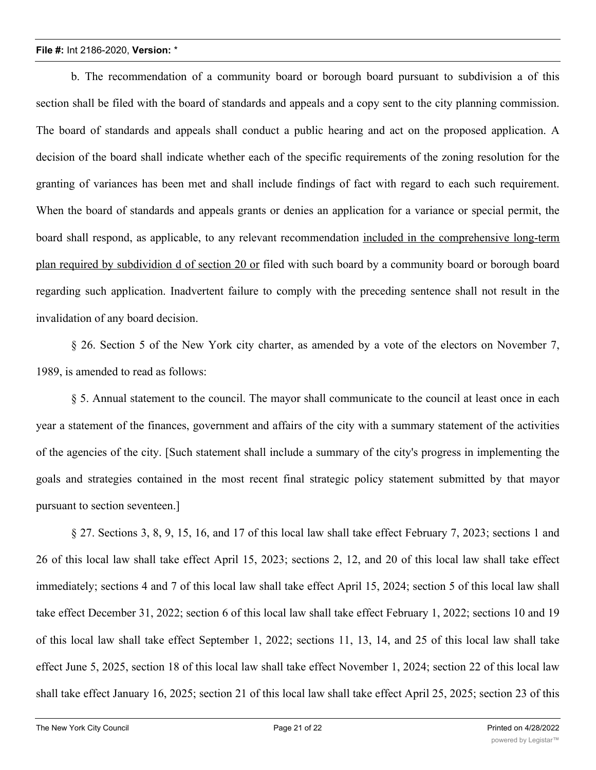b. The recommendation of a community board or borough board pursuant to subdivision a of this section shall be filed with the board of standards and appeals and a copy sent to the city planning commission. The board of standards and appeals shall conduct a public hearing and act on the proposed application. A decision of the board shall indicate whether each of the specific requirements of the zoning resolution for the granting of variances has been met and shall include findings of fact with regard to each such requirement. When the board of standards and appeals grants or denies an application for a variance or special permit, the board shall respond, as applicable, to any relevant recommendation <u>included in the comprehensive long-term plan required by subdividion d of section 20 or</u> filed with such board by a community board or borough board regarding such application. Inadvertent failure to comply with the preceding sentence shall not result in the invalidation of any board decision.

§ 26. Section 5 of the New York city charter, as amended by a vote of the electors on November 7, 1989, is amended to read as follows:

§ 5. Annual statement to the council. The mayor shall communicate to the council at least once in each year a statement of the finances, government and affairs of the city with a summary statement of the activities of the agencies of the city. [Such statement shall include a summary of the city's progress in implementing the goals and strategies contained in the most recent final strategic policy statement submitted by that mayor pursuant to section seventeen.]

§ 27. Sections 3, 8, 9, 15, 16, and 17 of this local law shall take effect February 7, 2023; sections 1 and 26 of this local law shall take effect April 15, 2023; sections 2, 12, and 20 of this local law shall take effect immediately; sections 4 and 7 of this local law shall take effect April 15, 2024; section 5 of this local law shall take effect December 31, 2022; section 6 of this local law shall take effect February 1, 2022; sections 10 and 19 of this local law shall take effect September 1, 2022; sections 11, 13, 14, and 25 of this local law shall take effect June 5, 2025, section 18 of this local law shall take effect November 1, 2024; section 22 of this local law shall take effect January 16, 2025; section 21 of this local law shall take effect April 25, 2025; section 23 of this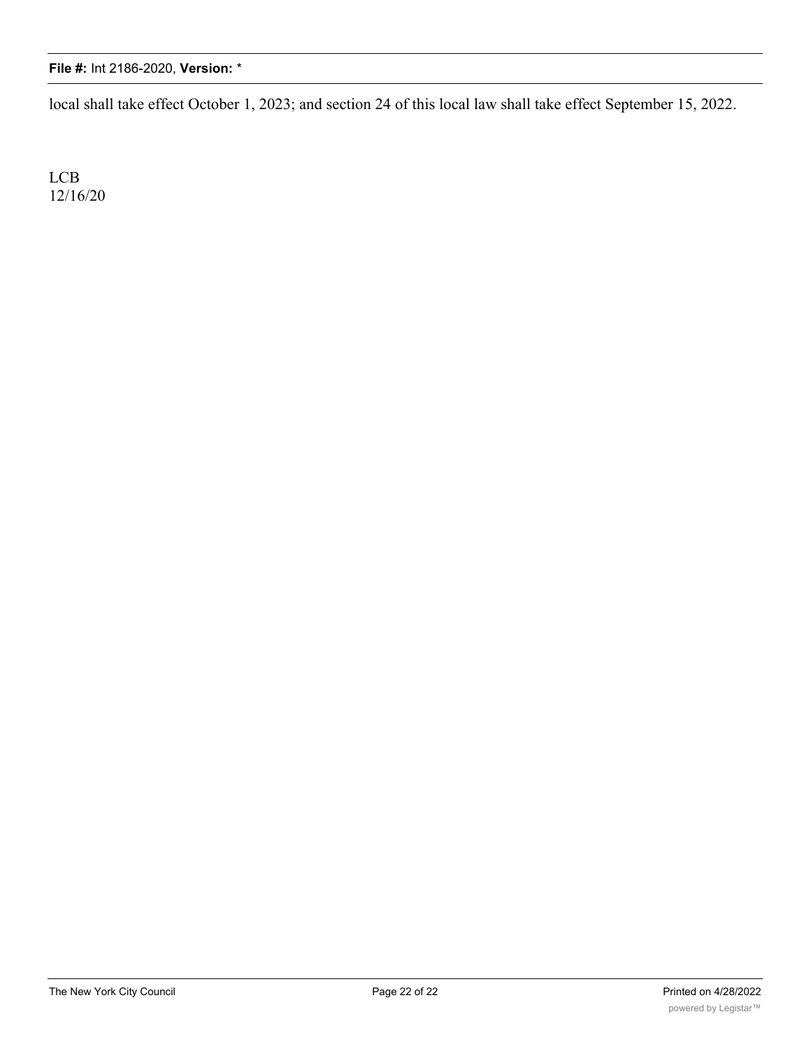local shall take effect October 1, 2023; and section 24 of this local law shall take effect September 15, 2022.

LCB
12/16/20